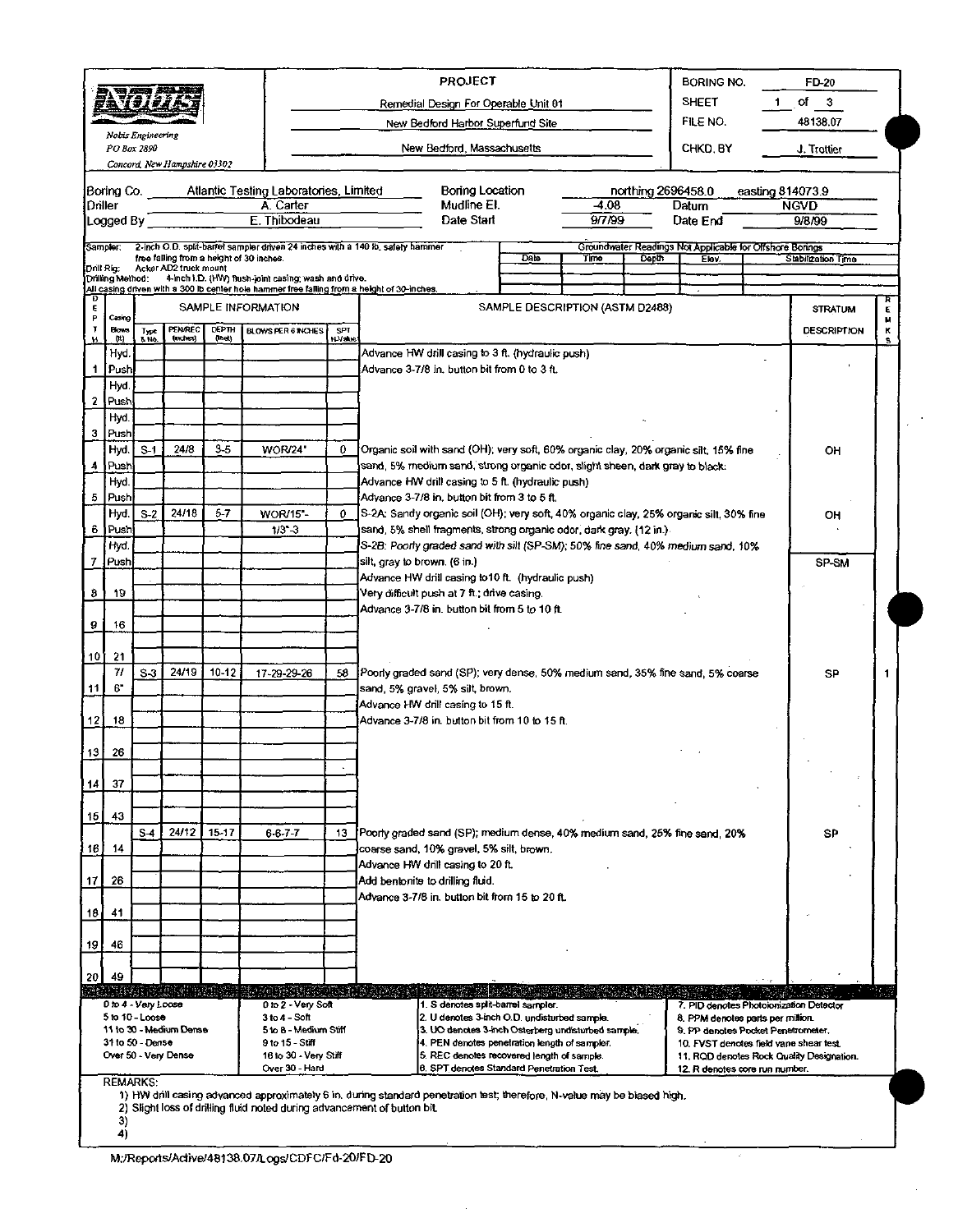**Nobis Engineering**
*PO Box 2890*
*Concord, New Hampshire 03302*

| PROJECT | |
|---|---|
| Remedial Design For Operable Unit 01 | |
| New Bedford Harbor Superfund Site | |
| New Bedford, Massachusetts | |

| | |
|---|---|
| BORING NO. | FD-20 |
| SHEET | 1 of 3 |
| FILE NO. | 48138.07 |
| CHKD. BY | J. Trottier |

| | | | | | |
|---|---|---|---|---|---|
| Boring Co. | Atlantic Testing Laboratories, Limited | Boring Location | northing 2696458.0 | easting 814073.9 | |
| Driller | A. Carter | Mudline El. | -4.08 | Datum | NGVD |
| Logged By | E. Thibodeau | Date Start | 9/7/99 | Date End | 9/8/99 |

Sampler: 2-inch O.D. split-barrel sampler driven 24 inches with a 140 lb. safety hammer free falling from a height of 30 inches.
Drill Rig: Acker AD2 truck mount
Drilling Method: 4-inch I.D. (HW) flush-joint casing; wash and drive.
All casing driven with a 300 lb center hole hammer free falling from a height of 30-inches.

Groundwater Readings Not Applicable for Offshore Borings

| Date | Time | Depth | Elev. | Stabilization Time |
|---|---|---|---|---|
| | | | | |

| DEPTH (ft) | Casing Blows (ft) | Type & No. | PEN/REC (inches) | DEPTH (feet) | BLOWS PER 6 INCHES | SPT N-Value | SAMPLE DESCRIPTION (ASTM D2488) | STRATUM DESCRIPTION | REMARKS |
|---|---|---|---|---|---|---|---|---|---|
| | Hyd. | | | | | | Advance HW drill casing to 3 ft. (hydraulic push) | | |
| 1 | Push | | | | | | Advance 3-7/8 in. button bit from 0 to 3 ft. | | |
| | Hyd. | | | | | | | | |
| 2 | Push | | | | | | | | |
| | Hyd. | | | | | | | | |
| 3 | Push | | | | | | | | |
| | Hyd. | S-1 | 24/8 | 3-5 | WOR/24" | 0 | Organic soil with sand (OH); very soft, 60% organic clay, 20% organic silt, 15% fine | OH | |
| 4 | Push | | | | | | sand, 5% medium sand, strong organic odor, slight sheen, dark gray to black. | | |
| | Hyd. | | | | | | Advance HW drill casing to 5 ft. (hydraulic push) | | |
| 5 | Push | | | | | | Advance 3-7/8 in. button bit from 3 to 5 ft. | | |
| | Hyd. | S-2 | 24/18 | 5-7 | WOR/15"- | 0 | S-2A: Sandy organic soil (OH); very soft, 40% organic clay, 25% organic silt, 30% fine | OH | |
| 6 | Push | | | | 1/3"-3 | | sand, 5% shell fragments, strong organic odor, dark gray. (12 in.) | | |
| | Hyd. | | | | | | S-2B: Poorly graded sand with silt (SP-SM); 50% fine sand, 40% medium sand, 10% | | |
| 7 | Push | | | | | | silt, gray to brown. (6 in.) | SP-SM | |
| | | | | | | | Advance HW drill casing to10 ft. (hydraulic push) | | |
| 8 | 19 | | | | | | Very difficult push at 7 ft.; drive casing. | | |
| | | | | | | | Advance 3-7/8 in. button bit from 5 to 10 ft. | | |
| 9 | 16 | | | | | | | | |
| 10 | 21 | | | | | | | | |
| | 7/ | S-3 | 24/19 | 10-12 | 17-29-29-26 | 58 | Poorly graded sand (SP); very dense, 50% medium sand, 35% fine sand, 5% coarse | SP | 1 |
| 11 | 6" | | | | | | sand, 5% gravel, 5% silt, brown. | | |
| | | | | | | | Advance HW drill casing to 15 ft. | | |
| 12 | 18 | | | | | | Advance 3-7/8 in. button bit from 10 to 15 ft. | | |
| 13 | 26 | | | | | | | | |
| 14 | 37 | | | | | | | | |
| 15 | 43 | | | | | | | | |
| | | S-4 | 24/12 | 15-17 | 6-6-7-7 | 13 | Poorly graded sand (SP); medium dense, 40% medium sand, 25% fine sand, 20% | SP | |
| 16 | 14 | | | | | | coarse sand, 10% gravel, 5% silt, brown. | | |
| | | | | | | | Advance HW drill casing to 20 ft. | | |
| 17 | 26 | | | | | | Add bentonite to drilling fluid. | | |
| | | | | | | | Advance 3-7/8 in. button bit from 15 to 20 ft. | | |
| 18 | 41 | | | | | | | | |
| 19 | 46 | | | | | | | | |
| 20 | 49 | | | | | | | | |

| | | | |
|---|---|---|---|
| 0 to 4 - Very Loose | 0 to 2 - Very Soft | 1. S denotes split-barrel sampler. | 7. PID denotes Photoionization Detector |
| 5 to 10 - Loose | 3 to 4 - Soft | 2. U denotes 3-inch O.D. undisturbed sample. | 8. PPM denotes parts per million. |
| 11 to 30 - Medium Dense | 5 to 8 - Medium Stiff | 3. UO denotes 3-inch Osterberg undisturbed sample. | 9. PP denotes Pocket Penetrometer. |
| 31 to 50 - Dense | 9 to 15 - Stiff | 4. PEN denotes penetration length of sampler. | 10. FVST denotes field vane shear test. |
| Over 50 - Very Dense | 16 to 30 - Very Stiff | 5. REC denotes recovered length of sample. | 11. RQD denotes Rock Quality Designation. |
| | Over 30 - Hard | 6. SPT denotes Standard Penetration Test. | 12. R denotes core run number. |

REMARKS:
1) HW drill casing advanced approximately 6 in. during standard penetration test; therefore, N-value may be biased high.
2) Slight loss of drilling fluid noted during advancement of button bit.
3)
4)

M:/Reports/Active/48138.07/Logs/CDFC/Fd-20/FD-20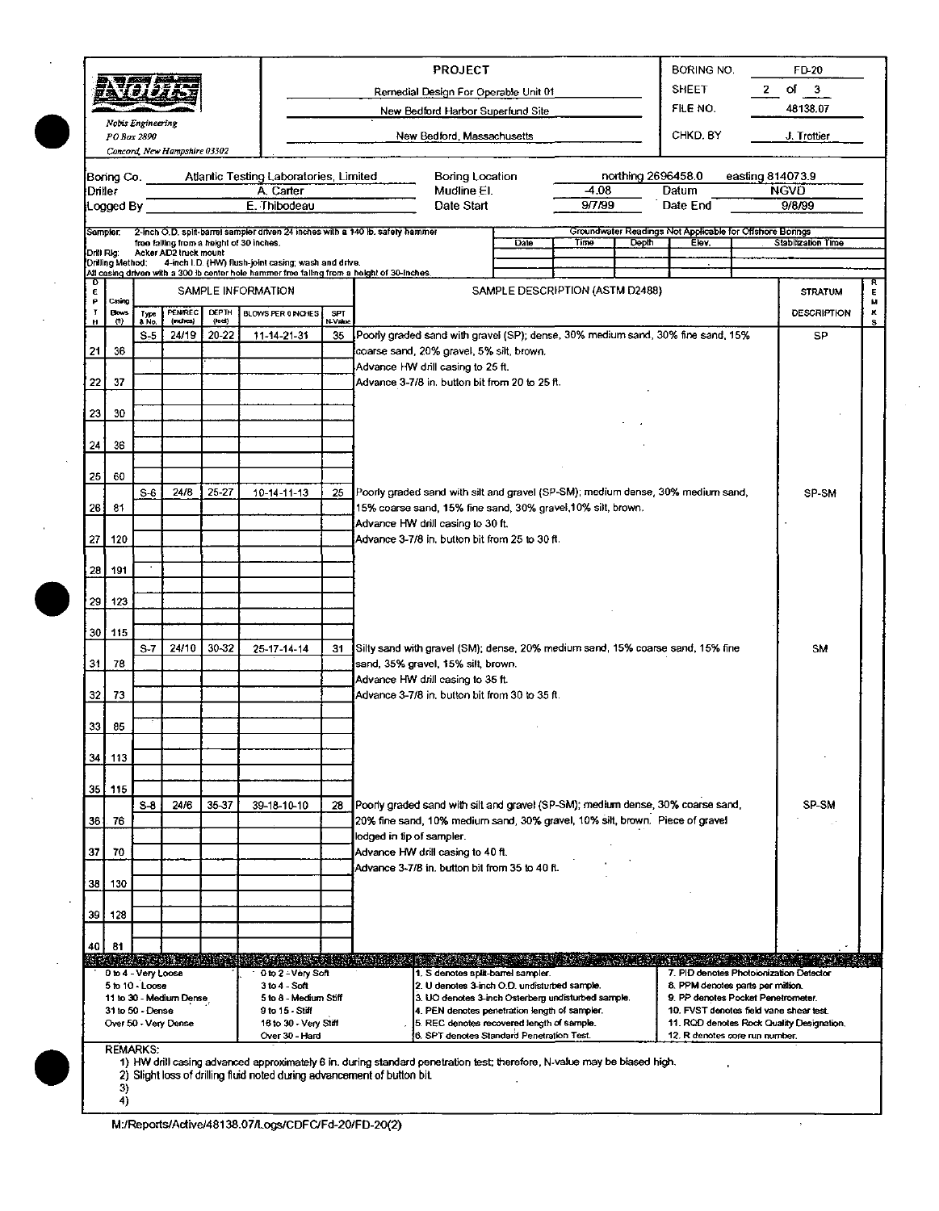**Nobis Engineering**
P O Box 2890
Concord, New Hampshire 03302

| PROJECT | |
|---|---|
| Remedial Design For Operable Unit 01 | |
| New Bedford Harbor Superfund Site | |
| New Bedford, Massachusetts | |

| | |
|---|---|
| BORING NO. | FD-20 |
| SHEET | 2 of 3 |
| FILE NO. | 48138.07 |
| CHKD. BY | J. Trottier |

| | | | | | |
|---|---|---|---|---|---|
| Boring Co. | Atlantic Testing Laboratories, Limited | Boring Location | northing 2696458.0 | easting 814073.9 | |
| Driller | A. Carter | Mudline El. | -4.08 | Datum | NGVD |
| Logged By | E. Thibodeau | Date Start | 9/7/99 | Date End | 9/8/99 |

Sampler: 2-inch O.D. split-barrel sampler driven 24 inches with a 140 lb. safety hammer free falling from a height of 30 inches.
Drill Rig: Acker AD2 truck mount
Drilling Method: 4-inch I.D. (HW) flush-joint casing; wash and drive.
All casing driven with a 300 lb center hole hammer free falling from a height of 30-inches.

Groundwater Readings Not Applicable for Offshore Borings

| Date | Time | Depth | Elev. | Stabilization Time |
|---|---|---|---|---|
| | | | | |

| DEPTH | Casing Blows (ft) | Type & No. | PEN/REC (inches) | DEPTH (feet) | BLOWS PER 6 INCHES | SPT N-Value | SAMPLE DESCRIPTION (ASTM D2488) | STRATUM DESCRIPTION | REMARKS |
|---|---|---|---|---|---|---|---|---|---|
| | | S-5 | 24/19 | 20-22 | 11-14-21-31 | 35 | Poorly graded sand with gravel (SP); dense, 30% medium sand, 30% fine sand, 15% | SP | |
| 21 | 36 | | | | | | coarse sand, 20% gravel, 5% silt, brown. | | |
| | | | | | | | Advance HW drill casing to 25 ft. | | |
| 22 | 37 | | | | | | Advance 3-7/8 in. button bit from 20 to 25 ft. | | |
| 23 | 30 | | | | | | | | |
| 24 | 36 | | | | | | | | |
| 25 | 60 | | | | | | | | |
| | | S-6 | 24/8 | 25-27 | 10-14-11-13 | 25 | Poorly graded sand with silt and gravel (SP-SM); medium dense, 30% medium sand, | SP-SM | |
| 26 | 81 | | | | | | 15% coarse sand, 15% fine sand, 30% gravel, 10% silt, brown. | | |
| | | | | | | | Advance HW drill casing to 30 ft. | | |
| 27 | 120 | | | | | | Advance 3-7/8 in. button bit from 25 to 30 ft. | | |
| 28 | 191 | | | | | | | | |
| 29 | 123 | | | | | | | | |
| 30 | 115 | | | | | | | | |
| | | S-7 | 24/10 | 30-32 | 25-17-14-14 | 31 | Silty sand with gravel (SM); dense, 20% medium sand, 15% coarse sand, 15% fine | SM | |
| 31 | 78 | | | | | | sand, 35% gravel, 15% silt, brown. | | |
| | | | | | | | Advance HW drill casing to 35 ft. | | |
| 32 | 73 | | | | | | Advance 3-7/8 in. button bit from 30 to 35 ft. | | |
| 33 | 85 | | | | | | | | |
| 34 | 113 | | | | | | | | |
| 35 | 115 | | | | | | | | |
| | | S-8 | 24/6 | 35-37 | 39-18-10-10 | 28 | Poorly graded sand with silt and gravel (SP-SM); medium dense, 30% coarse sand, | SP-SM | |
| 36 | 76 | | | | | | 20% fine sand, 10% medium sand, 30% gravel, 10% silt, brown. Piece of gravel | | |
| | | | | | | | lodged in tip of sampler. | | |
| 37 | 70 | | | | | | Advance HW drill casing to 40 ft. | | |
| | | | | | | | Advance 3-7/8 in. button bit from 35 to 40 ft. | | |
| 38 | 130 | | | | | | | | |
| 39 | 128 | | | | | | | | |
| 40 | 81 | | | | | | | | |

| | | | |
|---|---|---|---|
| 0 to 4 - Very Loose | 0 to 2 - Very Soft | 1. S denotes split-barrel sampler. | 7. PID denotes Photoionization Detector |
| 5 to 10 - Loose | 3 to 4 - Soft | 2. U denotes 3-inch O.D. undisturbed sample. | 8. PPM denotes parts per million. |
| 11 to 30 - Medium Dense | 5 to 8 - Medium Stiff | 3. UO denotes 3-inch Osterberg undisturbed sample. | 9. PP denotes Pocket Penetrometer. |
| 31 to 50 - Dense | 9 to 15 - Stiff | 4. PEN denotes penetration length of sampler. | 10. FVST denotes field vane shear test. |
| Over 50 - Very Dense | 16 to 30 - Very Stiff | 5. REC denotes recovered length of sample. | 11. RQD denotes Rock Quality Designation. |
| | Over 30 - Hard | 6. SPT denotes Standard Penetration Test. | 12. R denotes core run number. |

REMARKS:
1) HW drill casing advanced approximately 6 in. during standard penetration test; therefore, N-value may be biased high.
2) Slight loss of drilling fluid noted during advancement of button bit.
3)
4)

M:/Reports/Active/48138.07/Logs/CDFC/Fd-20/FD-20(2)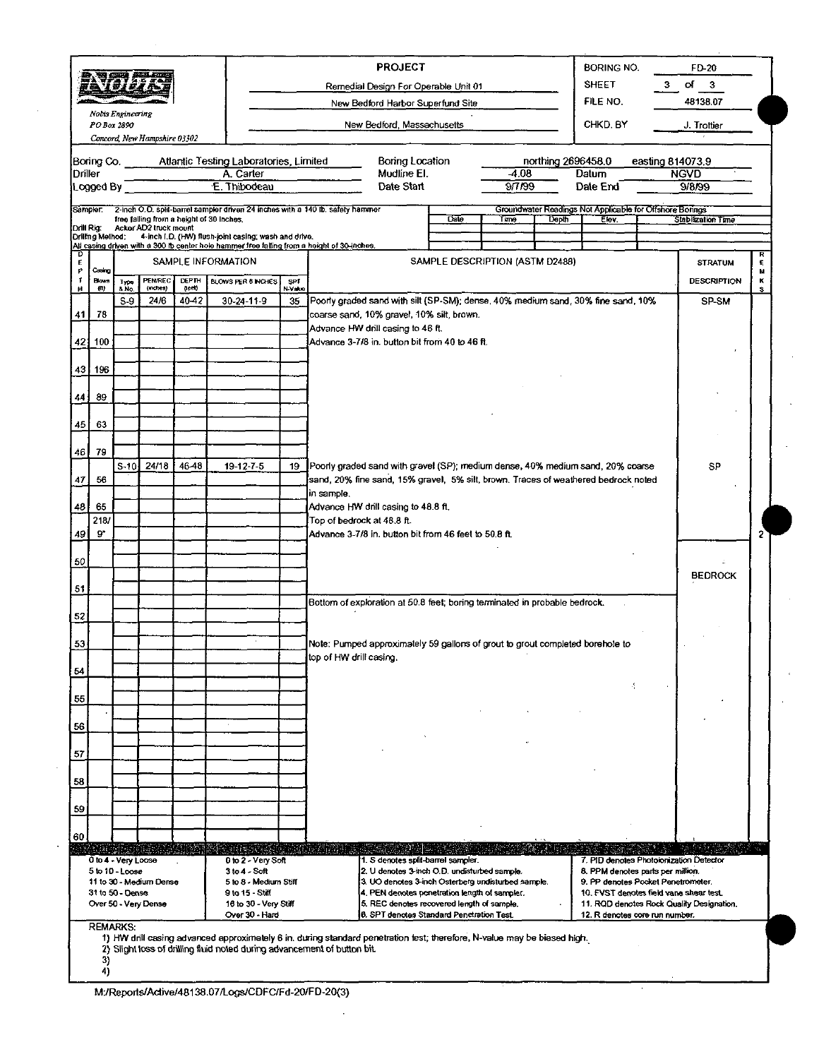**Nobis Engineering**
PO Box 2890
Concord, New Hampshire 03302

**PROJECT**
Remedial Design For Operable Unit 01
New Bedford Harbor Superfund Site
New Bedford, Massachusetts

BORING NO. FD-20
SHEET 3 of 3
FILE NO. 48138.07
CHKD. BY J. Trottier

| | | | | | |
|---|---|---|---|---|---|
| Boring Co. | Atlantic Testing Laboratories, Limited | Boring Location | northing 2696458.0 | easting 814073.9 | |
| Driller | A. Carter | Mudline El. | -4.08 | Datum | NGVD |
| Logged By | E. Thibodeau | Date Start | 9/7/99 | Date End | 9/8/99 |

Sampler: 2-inch O.D. split-barrel sampler driven 24 inches with a 140 lb. safety hammer free falling from a height of 30 inches.
Drill Rig: Acker AD2 truck mount
Drilling Method: 4-inch I.D. (HW) flush-joint casing; wash and drive.
All casing driven with a 300 lb center hole hammer free falling from a height of 30-inches.

Groundwater Readings Not Applicable for Offshore Borings

| Date | Time | Depth | Elev. | Stabilization Time |
|---|---|---|---|---|
| | | | | |

| DEPTH | Casing Blows (ft) | Type & No. | PEN/REC (inches) | DEPTH (feet) | BLOWS PER 6 INCHES | SPT N-Value | SAMPLE DESCRIPTION (ASTM D2488) | STRATUM DESCRIPTION | REMARKS |
|---|---|---|---|---|---|---|---|---|---|
| | | S-9 | 24/6 | 40-42 | 30-24-11-9 | 35 | Poorly graded sand with silt (SP-SM); dense, 40% medium sand, 30% fine sand, 10% coarse sand, 10% gravel, 10% silt, brown. | SP-SM | |
| 41 | 78 | | | | | | Advance HW drill casing to 46 ft. | | |
| 42 | 100 | | | | | | Advance 3-7/8 in. button bit from 40 to 46 ft. | | |
| 43 | 196 | | | | | | | | |
| 44 | 89 | | | | | | | | |
| 45 | 63 | | | | | | | | |
| 46 | 79 | | | | | | | | |
| | | S-10 | 24/18 | 46-48 | 19-12-7-5 | 19 | Poorly graded sand with gravel (SP); medium dense, 40% medium sand, 20% coarse sand, 20% fine sand, 15% gravel, 5% silt, brown. Traces of weathered bedrock noted in sample. | SP | |
| 47 | 56 | | | | | | | | |
| 48 | 65 | | | | | | Advance HW drill casing to 48.8 ft. | | |
| | 218/ | | | | | | Top of bedrock at 48.8 ft. | | |
| 49 | 9" | | | | | | Advance 3-7/8 in. button bit from 46 feet to 50.8 ft. | | 2 |
| 50 | | | | | | | | BEDROCK | |
| 51 | | | | | | | | | |
| 52 | | | | | | | Bottom of exploration at 50.8 feet; boring terminated in probable bedrock. | | |
| 53 | | | | | | | Note: Pumped approximately 59 gallons of grout to grout completed borehole to top of HW drill casing. | | |
| 54 | | | | | | | | | |
| 55 | | | | | | | | | |
| 56 | | | | | | | | | |
| 57 | | | | | | | | | |
| 58 | | | | | | | | | |
| 59 | | | | | | | | | |
| 60 | | | | | | | | | |

| | | | |
|---|---|---|---|
| 0 to 4 - Very Loose | 0 to 2 - Very Soft | 1. S denotes split-barrel sampler. | 7. PID denotes Photoionization Detector |
| 5 to 10 - Loose | 3 to 4 - Soft | 2. U denotes 3-inch O.D. undisturbed sample. | 8. PPM denotes parts per million. |
| 11 to 30 - Medium Dense | 5 to 8 - Medium Stiff | 3. UO denotes 3-inch Osterberg undisturbed sample. | 9. PP denotes Pocket Penetrometer. |
| 31 to 50 - Dense | 9 to 15 - Stiff | 4. PEN denotes penetration length of sampler. | 10. FVST denotes field vane shear test. |
| Over 50 - Very Dense | 16 to 30 - Very Stiff | 5. REC denotes recovered length of sample. | 11. RQD denotes Rock Quality Designation. |
| | Over 30 - Hard | 6. SPT denotes Standard Penetration Test. | 12. R denotes core run number. |

REMARKS:
1) HW drill casing advanced approximately 6 in. during standard penetration test; therefore, N-value may be biased high.
2) Slight loss of drilling fluid noted during advancement of button bit.
3)
4)

M:/Reports/Active/48138.07/Logs/CDFC/Fd-20/FD-20(3)